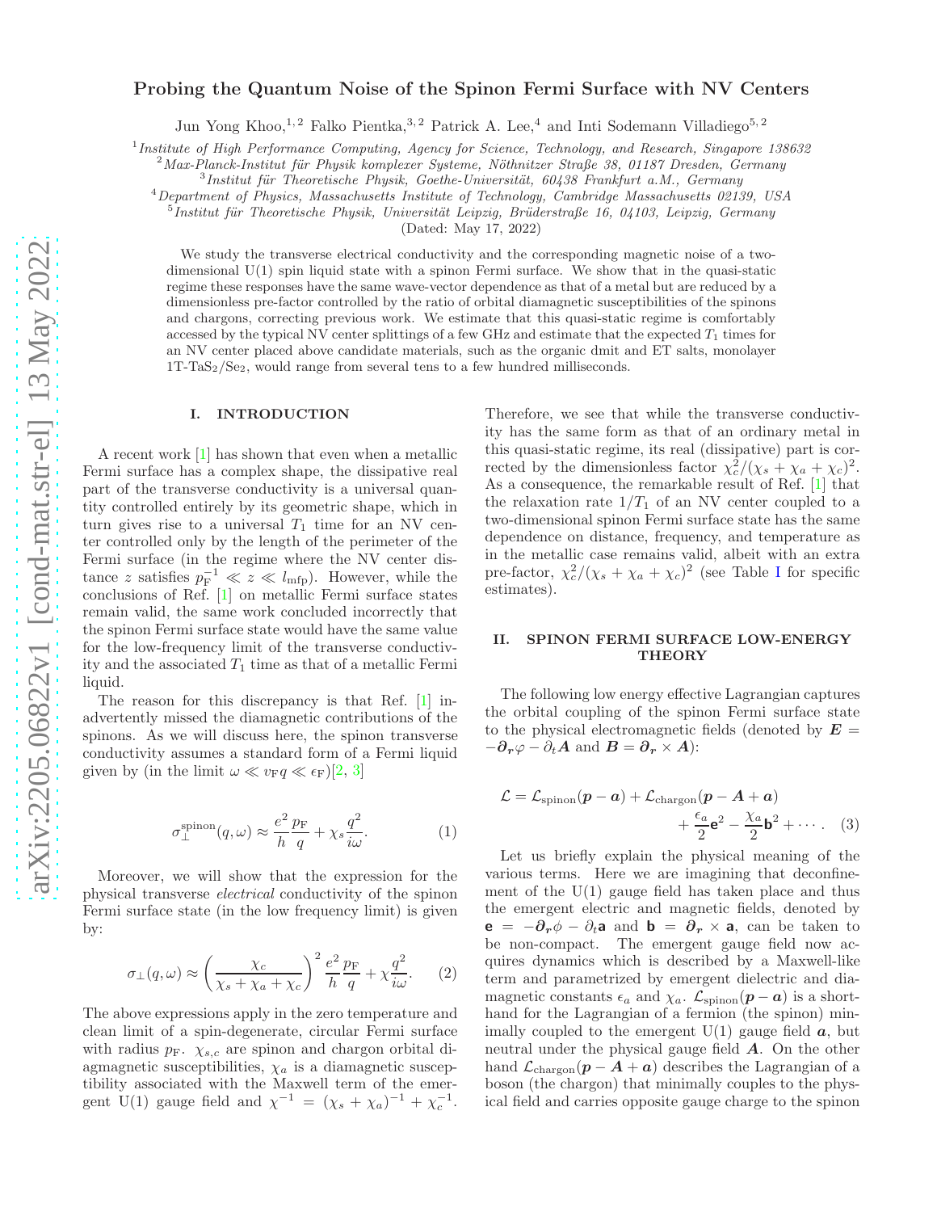# Probing the Quantum Noise of the Spinon Fermi Surface with NV Centers

Jun Yong Khoo,[1,2] Falko Pientka,[3,2] Patrick A. Lee,[4] and Inti Sodemann Villadiego[5,2]

[1] *Institute of High Performance Computing, Agency for Science, Technology, and Research, Singapore 138632*
[2] *Max-Planck-Institut für Physik komplexer Systeme, Nöthnitzer Straße 38, 01187 Dresden, Germany*
[3] *Institut für Theoretische Physik, Goethe-Universität, 60438 Frankfurt a.M., Germany*
[4] *Department of Physics, Massachusetts Institute of Technology, Cambridge Massachusetts 02139, USA*
[5] *Institut für Theoretische Physik, Universität Leipzig, Brüderstraße 16, 04103, Leipzig, Germany*

(Dated: May 17, 2022)

We study the transverse electrical conductivity and the corresponding magnetic noise of a two-dimensional U(1) spin liquid state with a spinon Fermi surface. We show that in the quasi-static regime these responses have the same wave-vector dependence as that of a metal but are reduced by a dimensionless pre-factor controlled by the ratio of orbital diamagnetic susceptibilities of the spinons and chargons, correcting previous work. We estimate that this quasi-static regime is comfortably accessed by the typical NV center splittings of a few GHz and estimate that the expected $T_1$ times for an NV center placed above candidate materials, such as the organic dmit and ET salts, monolayer 1T-TaS$_2$/Se$_2$, would range from several tens to a few hundred milliseconds.

## I. INTRODUCTION

A recent work [1] has shown that even when a metallic Fermi surface has a complex shape, the dissipative real part of the transverse conductivity is a universal quantity controlled entirely by its geometric shape, which in turn gives rise to a universal $T_1$ time for an NV center controlled only by the length of the perimeter of the Fermi surface (in the regime where the NV center distance $z$ satisfies $p_F^{-1} \ll z \ll l_{\rm mfp}$). However, while the conclusions of Ref. [1] on metallic Fermi surface states remain valid, the same work concluded incorrectly that the spinon Fermi surface state would have the same value for the low-frequency limit of the transverse conductivity and the associated $T_1$ time as that of a metallic Fermi liquid.

The reason for this discrepancy is that Ref. [1] inadvertently missed the diamagnetic contributions of the spinons. As we will discuss here, the spinon transverse conductivity assumes a standard form of a Fermi liquid given by (in the limit $\omega \ll v_F q \ll \epsilon_F$)[2, 3]

$$\sigma_\perp^{\rm spinon}(q,\omega) \approx \frac{e^2}{h}\frac{p_F}{q} + \chi_s \frac{q^2}{i\omega}. \tag{1}$$

Moreover, we will show that the expression for the physical transverse *electrical* conductivity of the spinon Fermi surface state (in the low frequency limit) is given by:

$$\sigma_\perp(q,\omega) \approx \left(\frac{\chi_c}{\chi_s+\chi_a+\chi_c}\right)^2 \frac{e^2}{h}\frac{p_F}{q} + \chi\frac{q^2}{i\omega}. \tag{2}$$

The above expressions apply in the zero temperature and clean limit of a spin-degenerate, circular Fermi surface with radius $p_F$. $\chi_{s,c}$ are spinon and chargon orbital diagmagnetic susceptibilities, $\chi_a$ is a diamagnetic susceptibility associated with the Maxwell term of the emergent U(1) gauge field and $\chi^{-1} = (\chi_s+\chi_a)^{-1} + \chi_c^{-1}$. Therefore, we see that while the transverse conductivity has the same form as that of an ordinary metal in this quasi-static regime, its real (dissipative) part is corrected by the dimensionless factor $\chi_c^2/(\chi_s+\chi_a+\chi_c)^2$. As a consequence, the remarkable result of Ref. [1] that the relaxation rate $1/T_1$ of an NV center coupled to a two-dimensional spinon Fermi surface state has the same dependence on distance, frequency, and temperature as in the metallic case remains valid, albeit with an extra pre-factor, $\chi_c^2/(\chi_s+\chi_a+\chi_c)^2$ (see Table I for specific estimates).

## II. SPINON FERMI SURFACE LOW-ENERGY THEORY

The following low energy effective Lagrangian captures the orbital coupling of the spinon Fermi surface state to the physical electromagnetic fields (denoted by $\boldsymbol{E} = -\boldsymbol{\partial_r}\varphi - \partial_t \boldsymbol{A}$ and $\boldsymbol{B} = \boldsymbol{\partial_r}\times\boldsymbol{A}$):

$$\mathcal{L} = \mathcal{L}_{\rm spinon}(\boldsymbol{p}-\boldsymbol{a}) + \mathcal{L}_{\rm chargon}(\boldsymbol{p}-\boldsymbol{A}+\boldsymbol{a}) + \frac{\epsilon_a}{2}\mathbf{e}^2 - \frac{\chi_a}{2}\mathbf{b}^2 + \cdots. \tag{3}$$

Let us briefly explain the physical meaning of the various terms. Here we are imagining that deconfinement of the U(1) gauge field has taken place and thus the emergent electric and magnetic fields, denoted by $\mathbf{e} = -\boldsymbol{\partial_r}\phi - \partial_t \mathbf{a}$ and $\mathbf{b} = \boldsymbol{\partial_r}\times\mathbf{a}$, can be taken to be non-compact. The emergent gauge field now acquires dynamics which is described by a Maxwell-like term and parametrized by emergent dielectric and diamagnetic constants $\epsilon_a$ and $\chi_a$. $\mathcal{L}_{\rm spinon}(\boldsymbol{p}-\boldsymbol{a})$ is a shorthand for the Lagrangian of a fermion (the spinon) minimally coupled to the emergent U(1) gauge field $\boldsymbol{a}$, but neutral under the physical gauge field $\boldsymbol{A}$. On the other hand $\mathcal{L}_{\rm chargon}(\boldsymbol{p}-\boldsymbol{A}+\boldsymbol{a})$ describes the Lagrangian of a boson (the chargon) that minimally couples to the physical field and carries opposite gauge charge to the spinon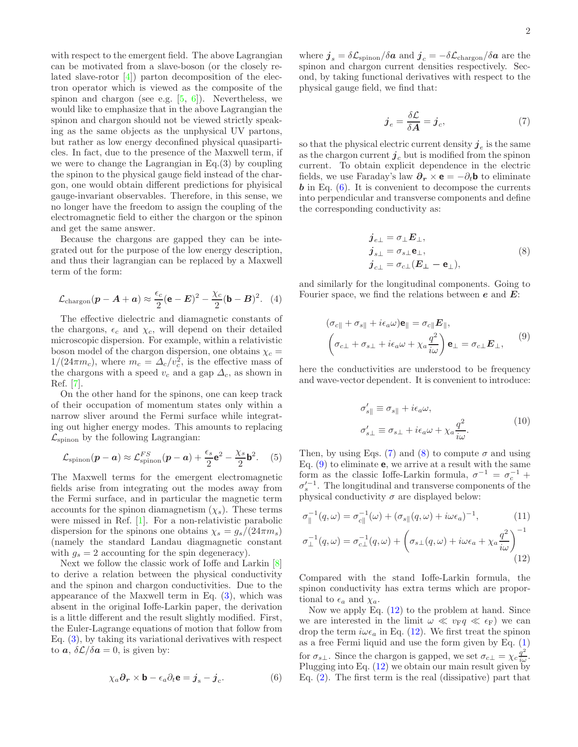with respect to the emergent field. The above Lagrangian can be motivated from a slave-boson (or the closely related slave-rotor [4]) parton decomposition of the electron operator which is viewed as the composite of the spinon and chargon (see e.g. [5, 6]). Nevertheless, we would like to emphasize that in the above Lagrangian the spinon and chargon should not be viewed strictly speaking as the same objects as the unphysical UV partons, but rather as low energy deconfined physical quasiparticles. In fact, due to the presence of the Maxwell term, if we were to change the Lagrangian in Eq.(3) by coupling the spinon to the physical gauge field instead of the chargon, one would obtain different predictions for phyisical gauge-invariant observables. Therefore, in this sense, we no longer have the freedom to assign the coupling of the electromagnetic field to either the chargon or the spinon and get the same answer.

Because the chargons are gapped they can be integrated out for the purpose of the low energy description, and thus their lagrangian can be replaced by a Maxwell term of the form:

$$\mathcal{L}_{\text{chargon}}(\boldsymbol{p}-\boldsymbol{A}+\boldsymbol{a}) \approx \frac{\epsilon_c}{2}(\mathbf{e}-\boldsymbol{E})^2 - \frac{\chi_c}{2}(\mathbf{b}-\boldsymbol{B})^2. \quad (4)$$

The effective dielectric and diamagnetic constants of the chargons, $\epsilon_c$ and $\chi_c$, will depend on their detailed microscopic dispersion. For example, within a relativistic boson model of the chargon dispersion, one obtains $\chi_c = 1/(24\pi m_c)$, where $m_c = \Delta_c/v_c^2$, is the effective mass of the chargons with a speed $v_c$ and a gap $\Delta_c$, as shown in Ref. [7].

On the other hand for the spinons, one can keep track of their occupation of momentum states only within a narrow sliver around the Fermi surface while integrating out higher energy modes. This amounts to replacing $\mathcal{L}_{\text{spinon}}$ by the following Lagrangian:

$$\mathcal{L}_{\text{spinon}}(\boldsymbol{p}-\boldsymbol{a}) \approx \mathcal{L}^{FS}_{\text{spinon}}(\boldsymbol{p}-\boldsymbol{a}) + \frac{\epsilon_s}{2}\mathbf{e}^2 - \frac{\chi_s}{2}\mathbf{b}^2. \quad (5)$$

The Maxwell terms for the emergent electromagnetic fields arise from integrating out the modes away from the Fermi surface, and in particular the magnetic term accounts for the spinon diamagnetism ($\chi_s$). These terms were missed in Ref. [1]. For a non-relativistic parabolic dispersion for the spinons one obtains $\chi_s = g_s/(24\pi m_s)$ (namely the standard Landau diagmagnetic constant with $g_s = 2$ accounting for the spin degeneracy).

Next we follow the classic work of Ioffe and Larkin [8] to derive a relation between the physical conductivity and the spinon and chargon conductivities. Due to the appearance of the Maxwell term in Eq. (3), which was absent in the original Ioffe-Larkin paper, the derivation is a little different and the result slightly modified. First, the Euler-Lagrange equations of motion that follow from Eq. (3), by taking its variational derivatives with respect to $\boldsymbol{a}$, $\delta\mathcal{L}/\delta\boldsymbol{a} = 0$, is given by:

$$\chi_a \boldsymbol{\partial_r} \times \mathbf{b} - \epsilon_a \partial_t \mathbf{e} = \boldsymbol{j}_s - \boldsymbol{j}_c. \quad (6)$$

where $\boldsymbol{j}_s = \delta\mathcal{L}_{\text{spinon}}/\delta\boldsymbol{a}$ and $\boldsymbol{j}_c = -\delta\mathcal{L}_{\text{chargon}}/\delta\boldsymbol{a}$ are the spinon and chargon current densities respectively. Second, by taking functional derivatives with respect to the physical gauge field, we find that:

$$\boldsymbol{j}_e = \frac{\delta\mathcal{L}}{\delta\boldsymbol{A}} = \boldsymbol{j}_c, \quad (7)$$

so that the physical electric current density $\boldsymbol{j}_e$ is the same as the chargon current $\boldsymbol{j}_c$ but is modified from the spinon current. To obtain explicit dependence in the electric fields, we use Faraday's law $\boldsymbol{\partial_r} \times \mathbf{e} = -\partial_t \mathbf{b}$ to eliminate $\boldsymbol{b}$ in Eq. (6). It is convenient to decompose the currents into perpendicular and transverse components and define the corresponding conductivity as:

$$\begin{aligned}
\boldsymbol{j}_{e\perp} &= \sigma_\perp \boldsymbol{E}_\perp, \\
\boldsymbol{j}_{s\perp} &= \sigma_{s\perp} \mathbf{e}_\perp, \\
\boldsymbol{j}_{c\perp} &= \sigma_{c\perp}(\boldsymbol{E}_\perp - \mathbf{e}_\perp),
\end{aligned} \quad (8)$$

and similarly for the longitudinal components. Going to Fourier space, we find the relations between $\boldsymbol{e}$ and $\boldsymbol{E}$:

$$\begin{aligned}
(\sigma_{c\parallel} + \sigma_{s\parallel} + i\epsilon_a\omega)\mathbf{e}_\parallel &= \sigma_{c\parallel}\boldsymbol{E}_\parallel, \\
\left(\sigma_{c\perp} + \sigma_{s\perp} + i\epsilon_a\omega + \chi_a\frac{q^2}{i\omega}\right)\mathbf{e}_\perp &= \sigma_{c\perp}\boldsymbol{E}_\perp,
\end{aligned} \quad (9)$$

here the conductivities are understood to be frequency and wave-vector dependent. It is convenient to introduce:

$$\begin{aligned}
\sigma'_{s\parallel} &\equiv \sigma_{s\parallel} + i\epsilon_a\omega, \\
\sigma'_{s\perp} &\equiv \sigma_{s\perp} + i\epsilon_a\omega + \chi_a\frac{q^2}{i\omega}.
\end{aligned} \quad (10)$$

Then, by using Eqs. (7) and (8) to compute $\sigma$ and using Eq. (9) to eliminate $\mathbf{e}$, we arrive at a result with the same form as the classic Ioffe-Larkin formula, $\sigma^{-1} = \sigma_c^{-1} + \sigma_s'^{-1}$. The longitudinal and transverse components of the physical conductivity $\sigma$ are displayed below:

$$\sigma_\parallel^{-1}(q,\omega) = \sigma_{c\parallel}^{-1}(\omega) + (\sigma_{s\parallel}(q,\omega) + i\omega\epsilon_a)^{-1}, \quad (11)$$

$$\sigma_\perp^{-1}(q,\omega) = \sigma_{c\perp}^{-1}(q,\omega) + \left(\sigma_{s\perp}(q,\omega) + i\omega\epsilon_a + \chi_a\frac{q^2}{i\omega}\right)^{-1} \quad (12)$$

Compared with the stand Ioffe-Larkin formula, the spinon conductivity has extra terms which are proportional to $\epsilon_a$ and $\chi_a$.

Now we apply Eq. (12) to the problem at hand. Since we are interested in the limit $\omega \ll v_F q \ll \epsilon_F$ we can drop the term $i\omega\epsilon_a$ in Eq. (12). We first treat the spinon as a free Fermi liquid and use the form given by Eq. (1) for $\sigma_{s\perp}$. Since the chargon is gapped, we set $\sigma_{c\perp} = \chi_c\frac{q^2}{i\omega}$. Plugging into Eq. (12) we obtain our main result given by Eq. (2). The first term is the real (dissipative) part that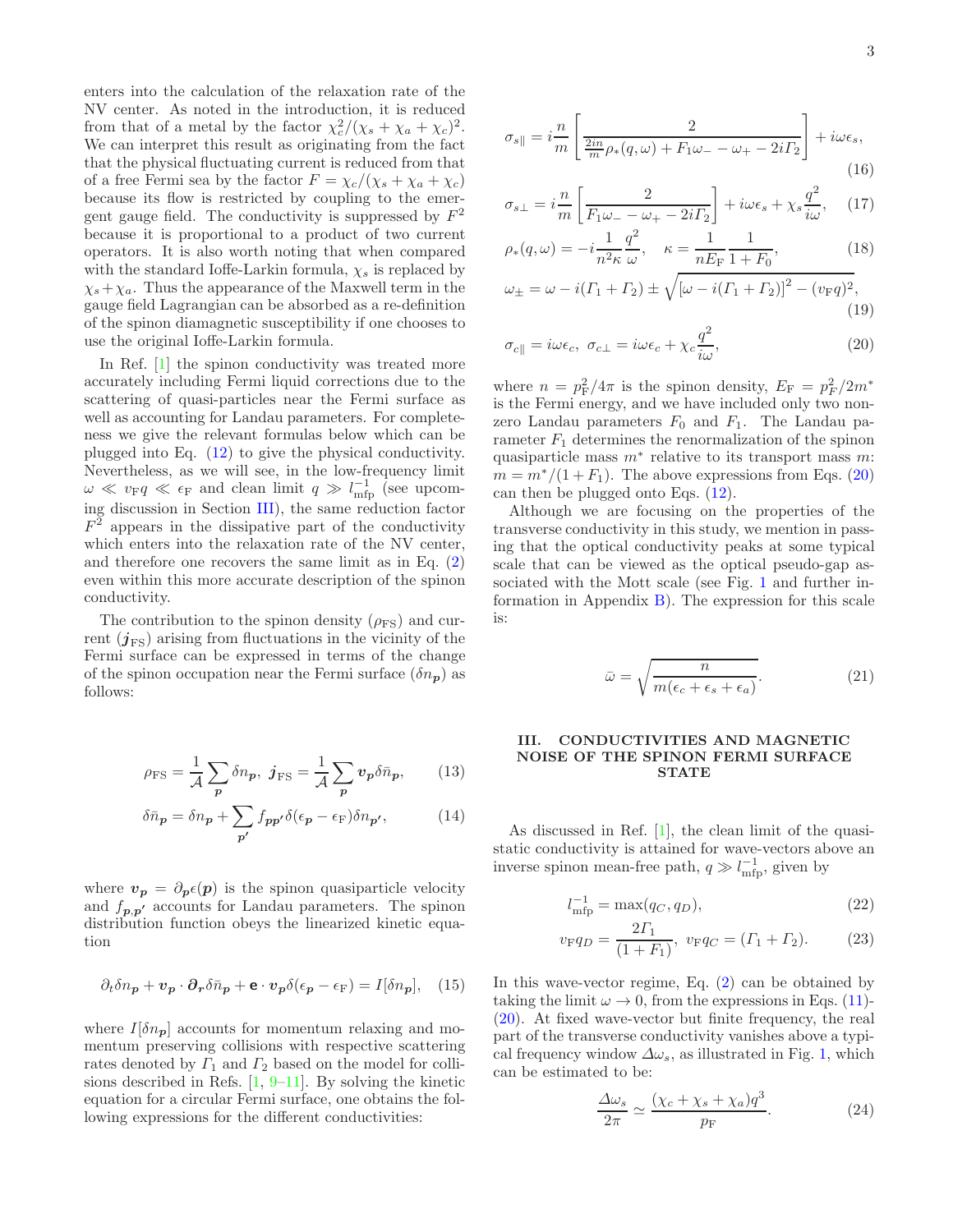enters into the calculation of the relaxation rate of the NV center. As noted in the introduction, it is reduced from that of a metal by the factor $\chi_c^2/(\chi_s + \chi_a + \chi_c)^2$. We can interpret this result as originating from the fact that the physical fluctuating current is reduced from that of a free Fermi sea by the factor $F = \chi_c/(\chi_s + \chi_a + \chi_c)$ because its flow is restricted by coupling to the emergent gauge field. The conductivity is suppressed by $F^2$ because it is proportional to a product of two current operators. It is also worth noting that when compared with the standard Ioffe-Larkin formula, $\chi_s$ is replaced by $\chi_s+\chi_a$. Thus the appearance of the Maxwell term in the gauge field Lagrangian can be absorbed as a re-definition of the spinon diamagnetic susceptibility if one chooses to use the original Ioffe-Larkin formula.

In Ref. [1] the spinon conductivity was treated more accurately including Fermi liquid corrections due to the scattering of quasi-particles near the Fermi surface as well as accounting for Landau parameters. For completeness we give the relevant formulas below which can be plugged into Eq. (12) to give the physical conductivity. Nevertheless, as we will see, in the low-frequency limit $\omega \ll v_\mathrm{F} q \ll \epsilon_\mathrm{F}$ and clean limit $q \gg l_\mathrm{mfp}^{-1}$ (see upcoming discussion in Section III), the same reduction factor $F^2$ appears in the dissipative part of the conductivity which enters into the relaxation rate of the NV center, and therefore one recovers the same limit as in Eq. (2) even within this more accurate description of the spinon conductivity.

The contribution to the spinon density ($\rho_\mathrm{FS}$) and current ($\boldsymbol{j}_\mathrm{FS}$) arising from fluctuations in the vicinity of the Fermi surface can be expressed in terms of the change of the spinon occupation near the Fermi surface ($\delta n_{\boldsymbol{p}}$) as follows:

$$\rho_\mathrm{FS} = \frac{1}{\mathcal{A}}\sum_{\boldsymbol{p}} \delta n_{\boldsymbol{p}},\ \boldsymbol{j}_\mathrm{FS} = \frac{1}{\mathcal{A}}\sum_{\boldsymbol{p}} \boldsymbol{v}_{\boldsymbol{p}} \delta \bar{n}_{\boldsymbol{p}}, \tag{13}$$

$$\delta \bar{n}_{\boldsymbol{p}} = \delta n_{\boldsymbol{p}} + \sum_{\boldsymbol{p}'} f_{\boldsymbol{p}\boldsymbol{p}'}\delta(\epsilon_{\boldsymbol{p}} - \epsilon_\mathrm{F})\delta n_{\boldsymbol{p}'}, \tag{14}$$

where $\boldsymbol{v}_{\boldsymbol{p}} = \partial_{\boldsymbol{p}}\epsilon(\boldsymbol{p})$ is the spinon quasiparticle velocity and $f_{\boldsymbol{p},\boldsymbol{p}'}$ accounts for Landau parameters. The spinon distribution function obeys the linearized kinetic equation

$$\partial_t \delta n_{\boldsymbol{p}} + \boldsymbol{v}_{\boldsymbol{p}}\cdot\boldsymbol{\partial}_{\boldsymbol{r}}\delta\bar{n}_{\boldsymbol{p}} + \mathbf{e}\cdot\boldsymbol{v}_{\boldsymbol{p}}\delta(\epsilon_{\boldsymbol{p}} - \epsilon_\mathrm{F}) = I[\delta n_{\boldsymbol{p}}], \tag{15}$$

where $I[\delta n_{\boldsymbol{p}}]$ accounts for momentum relaxing and momentum preserving collisions with respective scattering rates denoted by $\varGamma_1$ and $\varGamma_2$ based on the model for collisions described in Refs. [1, 9–11]. By solving the kinetic equation for a circular Fermi surface, one obtains the following expressions for the different conductivities:

$$\sigma_{s\parallel} = i\frac{n}{m}\left[\frac{2}{\frac{2in}{m}\rho_*(q,\omega) + F_1\omega_- - \omega_+ - 2i\varGamma_2}\right] + i\omega\epsilon_s, \tag{16}$$

$$\sigma_{s\perp} = i\frac{n}{m}\left[\frac{2}{F_1\omega_- - \omega_+ - 2i\varGamma_2}\right] + i\omega\epsilon_s + \chi_s\frac{q^2}{i\omega}, \tag{17}$$

$$\rho_*(q,\omega) = -i\frac{1}{n^2\kappa}\frac{q^2}{\omega},\quad \kappa = \frac{1}{nE_\mathrm{F}}\frac{1}{1+F_0}, \tag{18}$$

$$\omega_\pm = \omega - i(\varGamma_1 + \varGamma_2) \pm \sqrt{[\omega - i(\varGamma_1+\varGamma_2)]^2 - (v_\mathrm{F} q)^2}, \tag{19}$$

$$\sigma_{c\parallel} = i\omega\epsilon_c,\ \sigma_{c\perp} = i\omega\epsilon_c + \chi_c\frac{q^2}{i\omega}, \tag{20}$$

where $n = p_\mathrm{F}^2/4\pi$ is the spinon density, $E_\mathrm{F} = p_F^2/2m^*$ is the Fermi energy, and we have included only two non-zero Landau parameters $F_0$ and $F_1$. The Landau parameter $F_1$ determines the renormalization of the spinon quasiparticle mass $m^*$ relative to its transport mass $m$: $m = m^*/(1+F_1)$. The above expressions from Eqs. (20) can then be plugged onto Eqs. (12).

Although we are focusing on the properties of the transverse conductivity in this study, we mention in passing that the optical conductivity peaks at some typical scale that can be viewed as the optical pseudo-gap associated with the Mott scale (see Fig. 1 and further information in Appendix B). The expression for this scale is:

$$\bar{\omega} = \sqrt{\frac{n}{m(\epsilon_c + \epsilon_s + \epsilon_a)}}. \tag{21}$$

## III. CONDUCTIVITIES AND MAGNETIC NOISE OF THE SPINON FERMI SURFACE STATE

As discussed in Ref. [1], the clean limit of the quasi-static conductivity is attained for wave-vectors above an inverse spinon mean-free path, $q \gg l_\mathrm{mfp}^{-1}$, given by

$$l_\mathrm{mfp}^{-1} = \max(q_C, q_D), \tag{22}$$

$$v_\mathrm{F} q_D = \frac{2\varGamma_1}{(1+F_1)},\ v_\mathrm{F} q_C = (\varGamma_1 + \varGamma_2). \tag{23}$$

In this wave-vector regime, Eq. (2) can be obtained by taking the limit $\omega \to 0$, from the expressions in Eqs. (11)-(20). At fixed wave-vector but finite frequency, the real part of the transverse conductivity vanishes above a typical frequency window $\varDelta\omega_s$, as illustrated in Fig. 1, which can be estimated to be:

$$\frac{\varDelta\omega_s}{2\pi} \simeq \frac{(\chi_c + \chi_s + \chi_a)q^3}{p_\mathrm{F}}. \tag{24}$$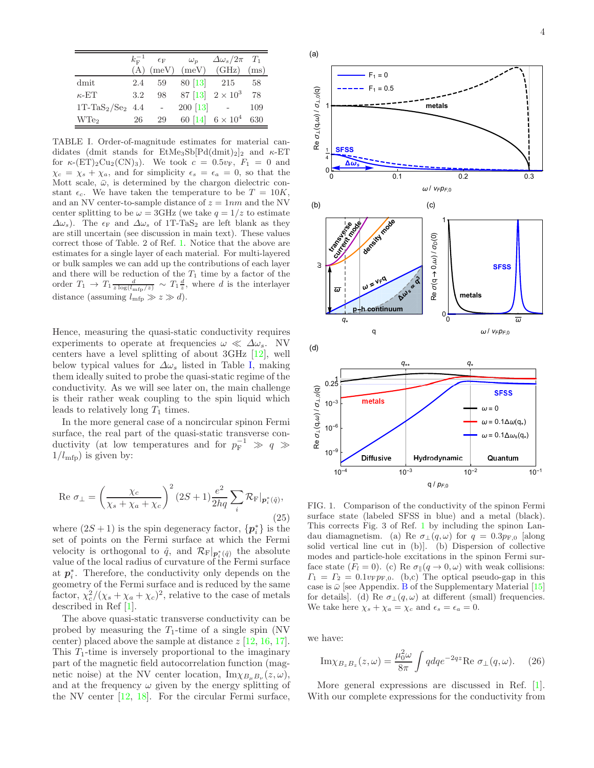|  | $k_F^{-1}$ (Å) | $\epsilon_F$ (meV) | $\omega_p$ (meV) | $\Delta\omega_s/2\pi$ (GHz) | $T_1$ (ms) |
|---|---|---|---|---|---|
| dmit | 2.4 | 59 | 80 [13] | 215 | 58 |
| $\kappa$-ET | 3.2 | 98 | 87 [13] | $2\times10^3$ | 78 |
| 1T-TaS$_2$/Se$_2$ | 4.4 | - | 200 [13] | - | 109 |
| WTe$_2$ | 26 | 29 | 60 [14] | $6\times10^4$ | 630 |

TABLE I. Order-of-magnitude estimates for material candidates (dmit stands for EtMe$_3$Sb[Pd(dmit)$_2$]$_2$ and $\kappa$-ET for $\kappa$-(ET)$_2$Cu$_2$(CN)$_3$). We took $c = 0.5v_F$, $F_1 = 0$ and $\chi_c = \chi_s + \chi_a$, and for simplicity $\epsilon_s = \epsilon_a = 0$, so that the Mott scale, $\bar{\omega}$, is determined by the chargon dielectric constant $\epsilon_c$. We have taken the temperature to be $T = 10K$, and an NV center-to-sample distance of $z = 1nm$ and the NV center splitting to be $\omega = 3$GHz (we take $q = 1/z$ to estimate $\Delta\omega_s$). The $\epsilon_F$ and $\Delta\omega_s$ of 1T-TaS$_2$ are left blank as they are still uncertain (see discussion in main text). These values correct those of Table. 2 of Ref. 1. Notice that the above are estimates for a single layer of each material. For multi-layered or bulk samples we can add up the contributions of each layer and there will be reduction of the $T_1$ time by a factor of the order $T_1 \to T_1 \frac{d}{z\log(l_{\rm mfp}/z)} \sim T_1\frac{d}{z}$, where $d$ is the interlayer distance (assuming $l_{\rm mfp} \gg z \gg d$).

Hence, measuring the quasi-static conductivity requires experiments to operate at frequencies $\omega \ll \Delta\omega_s$. NV centers have a level splitting of about 3GHz [12], well below typical values for $\Delta\omega_s$ listed in Table I, making them ideally suited to probe the quasi-static regime of the conductivity. As we will see later on, the main challenge is their rather weak coupling to the spin liquid which leads to relatively long $T_1$ times.

In the more general case of a noncircular spinon Fermi surface, the real part of the quasi-static transverse conductivity (at low temperatures and for $p_F^{-1} \gg q \gg 1/l_{\rm mfp}$) is given by:

$$\mathrm{Re}\ \sigma_\perp = \left(\frac{\chi_c}{\chi_s+\chi_a+\chi_c}\right)^2 (2S+1)\frac{e^2}{2hq}\sum_i \mathcal{R}_F|_{\boldsymbol{p}_i^*(\hat{q})}, \tag{25}$$

where $(2S+1)$ is the spin degeneracy factor, $\{\boldsymbol{p}_i^*\}$ is the set of points on the Fermi surface at which the Fermi velocity is orthogonal to $\hat{q}$, and $\mathcal{R}_F|_{\boldsymbol{p}_i^*(\hat{q})}$ the absolute value of the local radius of curvature of the Fermi surface at $\boldsymbol{p}_i^*$. Therefore, the conductivity only depends on the geometry of the Fermi surface and is reduced by the same factor, $\chi_c^2/(\chi_s+\chi_a+\chi_c)^2$, relative to the case of metals described in Ref [1].

The above quasi-static transverse conductivity can be probed by measuring the $T_1$-time of a single spin (NV center) placed above the sample at distance $z$ [12, 16, 17]. This $T_1$-time is inversely proportional to the imaginary part of the magnetic field autocorrelation function (magnetic noise) at the NV center location, $\mathrm{Im}\chi_{B_\mu B_\nu}(z,\omega)$, and at the frequency $\omega$ given by the energy splitting of the NV center [12, 18]. For the circular Fermi surface, we have:

$$\mathrm{Im}\chi_{B_zB_z}(z,\omega) = \frac{\mu_0^2\omega}{8\pi}\int q dq e^{-2qz}\mathrm{Re}\ \sigma_\perp(q,\omega). \tag{26}$$

More general expressions are discussed in Ref. [1]. With our complete expressions for the conductivity from

FIG. 1. Comparison of the conductivity of the spinon Fermi surface state (labeled SFSS in blue) and a metal (black). This corrects Fig. 3 of Ref. 1 by including the spinon Landau diamagnetism. (a) Re $\sigma_\perp(q,\omega)$ for $q = 0.3p_{F,0}$ [along solid vertical line cut in (b)]. (b) Dispersion of collective modes and particle-hole excitations in the spinon Fermi surface state ($F_l = 0$). (c) Re $\sigma_\parallel(q\to 0,\omega)$ with weak collisions: $\Gamma_1 = \Gamma_2 = 0.1v_F p_{F,0}$. The optical pseudo-gap in this case is $\bar{\omega}$ [see Appendix. B of the Supplementary Material [15] for details]. (d) Re $\sigma_\perp(q,\omega)$ at different (small) frequencies. We take here $\chi_s + \chi_a = \chi_c$ and $\epsilon_s = \epsilon_a = 0$.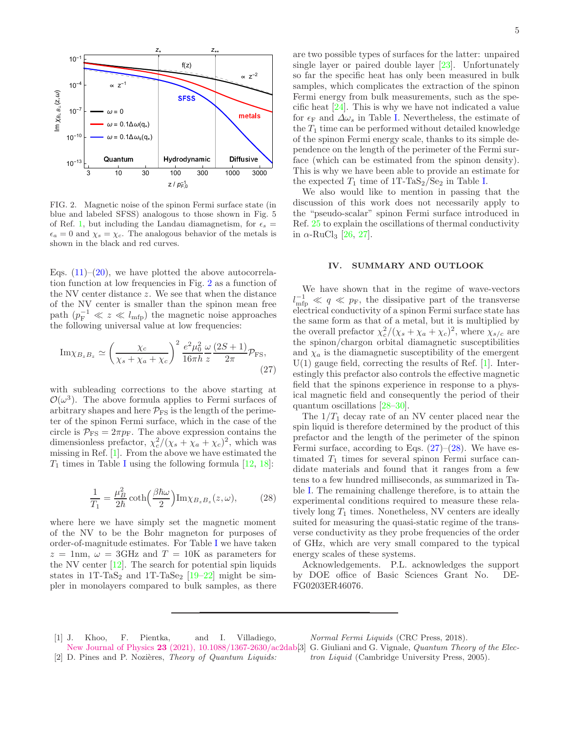FIG. 2. Magnetic noise of the spinon Fermi surface state (in blue and labeled SFSS) analogous to those shown in Fig. 5 of Ref. [1], but including the Landau diamagnetism, for $\epsilon_s = \epsilon_a = 0$ and $\chi_s = \chi_c$. The analogous behavior of the metals is shown in the black and red curves.

Eqs. (11)–(20), we have plotted the above autocorrelation function at low frequencies in Fig. 2 as a function of the NV center distance $z$. We see that when the distance of the NV center is smaller than the spinon mean free path ($p_F^{-1} \ll z \ll l_{\rm mfp}$) the magnetic noise approaches the following universal value at low frequencies:

$$\mathrm{Im}\chi_{B_zB_z} \simeq \left(\frac{\chi_c}{\chi_s+\chi_a+\chi_c}\right)^2 \frac{e^2\mu_0^2}{16\pi h}\frac{\omega}{z}\frac{(2S+1)}{2\pi}\mathcal{P}_{\rm FS}, \tag{27}$$

with subleading corrections to the above starting at $\mathcal{O}(\omega^3)$. The above formula applies to Fermi surfaces of arbitrary shapes and here $\mathcal{P}_{\rm FS}$ is the length of the perimeter of the spinon Fermi surface, which in the case of the circle is $\mathcal{P}_{\rm FS} = 2\pi p_{\rm F}$. The above expression contains the dimensionless prefactor, $\chi_c^2/(\chi_s+\chi_a+\chi_c)^2$, which was missing in Ref. [1]. From the above we have estimated the $T_1$ times in Table I using the following formula [12, 18]:

$$\frac{1}{T_1} = \frac{\mu_B^2}{2\hbar}\coth\!\Big(\frac{\beta\hbar\omega}{2}\Big)\mathrm{Im}\chi_{B_zB_z}(z,\omega), \tag{28}$$

where here we have simply set the magnetic moment of the NV to be the Bohr magneton for purposes of order-of-magnitude estimates. For Table I we have taken $z = 1$nm, $\omega = 3$GHz and $T = 10$K as parameters for the NV center [12]. The search for potential spin liquids states in 1T-$TaS_2$ and 1T-$TaSe_2$ [19–22] might be simpler in monolayers compared to bulk samples, as there are two possible types of surfaces for the latter: unpaired single layer or paired double layer [23]. Unfortunately so far the specific heat has only been measured in bulk samples, which complicates the extraction of the spinon Fermi energy from bulk measurements, such as the specific heat [24]. This is why we have not indicated a value for $\epsilon_{\rm F}$ and $\varDelta\omega_s$ in Table I. Nevertheless, the estimate of the $T_1$ time can be performed without detailed knowledge of the spinon Fermi energy scale, thanks to its simple dependence on the length of the perimeter of the Fermi surface (which can be estimated from the spinon density). This is why we have been able to provide an estimate for the expected $T_1$ time of 1T-$TaS_2$/$Se_2$ in Table I.

We also would like to mention in passing that the discussion of this work does not necessarily apply to the "pseudo-scalar" spinon Fermi surface introduced in Ref. 25 to explain the oscillations of thermal conductivity in $\alpha$-$RuCl_3$ [26, 27].

## IV. SUMMARY AND OUTLOOK

We have shown that in the regime of wave-vectors $l_{\rm mfp}^{-1} \ll q \ll p_{\rm F}$, the dissipative part of the transverse electrical conductivity of a spinon Fermi surface state has the same form as that of a metal, but it is multiplied by the overall prefactor $\chi_c^2/(\chi_s+\chi_a+\chi_c)^2$, where $\chi_{s/c}$ are the spinon/chargon orbital diamagnetic susceptibilities and $\chi_a$ is the diamagnetic susceptibility of the emergent U(1) gauge field, correcting the results of Ref. [1]. Interestingly this prefactor also controls the effective magnetic field that the spinons experience in response to a physical magnetic field and consequently the period of their quantum oscillations [28–30].

The $1/T_1$ decay rate of an NV center placed near the spin liquid is therefore determined by the product of this prefactor and the length of the perimeter of the spinon Fermi surface, according to Eqs. (27)–(28). We have estimated $T_1$ times for several spinon Fermi surface candidate materials and found that it ranges from a few tens to a few hundred milliseconds, as summarized in Table I. The remaining challenge therefore, is to attain the experimental conditions required to measure these relatively long $T_1$ times. Nonetheless, NV centers are ideally suited for measuring the quasi-static regime of the transverse conductivity as they probe frequencies of the order of GHz, which are very small compared to the typical energy scales of these systems.

Acknowledgements. P.L. acknowledges the support by DOE office of Basic Sciences Grant No. DE-FG0203ER46076.

---

[1] J. Khoo, F. Pientka, and I. Villadiego, New Journal of Physics **23** (2021), 10.1088/1367-2630/ac2dab.

[2] D. Pines and P. Nozières, *Theory of Quantum Liquids: Normal Fermi Liquids* (CRC Press, 2018).

[3] G. Giuliani and G. Vignale, *Quantum Theory of the Electron Liquid* (Cambridge University Press, 2005).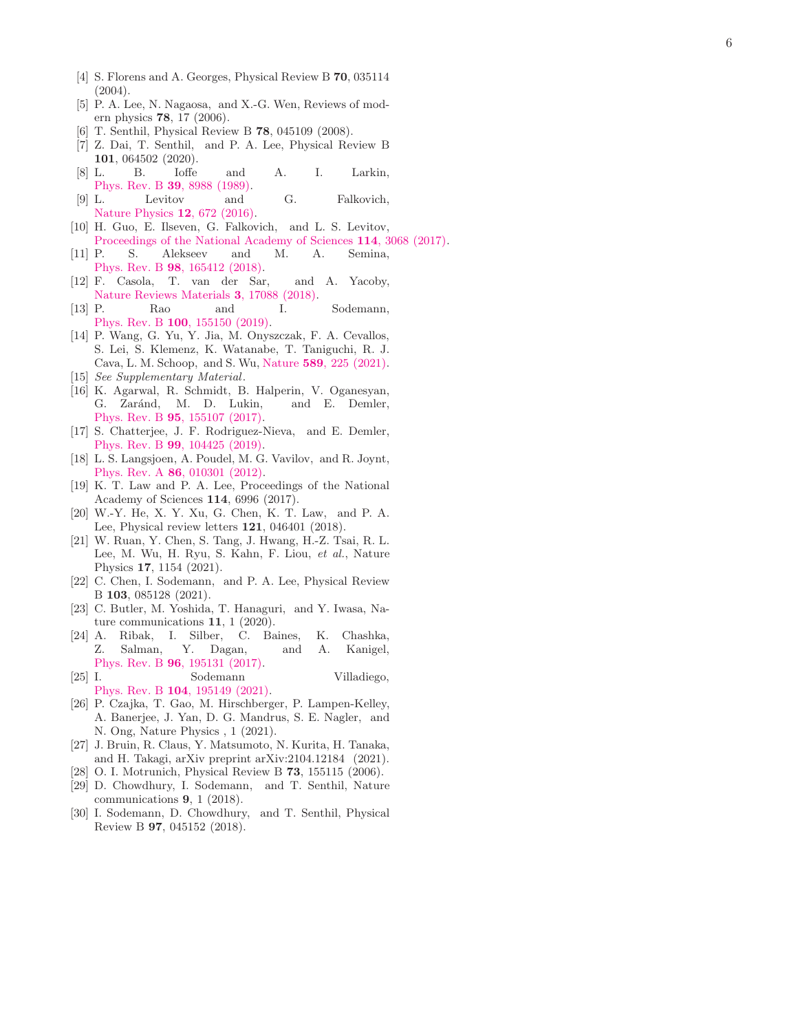[4] S. Florens and A. Georges, Physical Review B **70**, 035114 (2004).

[5] P. A. Lee, N. Nagaosa, and X.-G. Wen, Reviews of modern physics **78**, 17 (2006).

[6] T. Senthil, Physical Review B **78**, 045109 (2008).

[7] Z. Dai, T. Senthil, and P. A. Lee, Physical Review B **101**, 064502 (2020).

[8] L. B. Ioffe and A. I. Larkin, Phys. Rev. B **39**, 8988 (1989).

[9] L. Levitov and G. Falkovich, Nature Physics **12**, 672 (2016).

[10] H. Guo, E. Ilseven, G. Falkovich, and L. S. Levitov, Proceedings of the National Academy of Sciences **114**, 3068 (2017).

[11] P. S. Alekseev and M. A. Semina, Phys. Rev. B **98**, 165412 (2018).

[12] F. Casola, T. van der Sar, and A. Yacoby, Nature Reviews Materials **3**, 17088 (2018).

[13] P. Rao and I. Sodemann, Phys. Rev. B **100**, 155150 (2019).

[14] P. Wang, G. Yu, Y. Jia, M. Onyszczak, F. A. Cevallos, S. Lei, S. Klemenz, K. Watanabe, T. Taniguchi, R. J. Cava, L. M. Schoop, and S. Wu, Nature **589**, 225 (2021).

[15] *See Supplementary Material.*

[16] K. Agarwal, R. Schmidt, B. Halperin, V. Oganesyan, G. Zaránd, M. D. Lukin, and E. Demler, Phys. Rev. B **95**, 155107 (2017).

[17] S. Chatterjee, J. F. Rodriguez-Nieva, and E. Demler, Phys. Rev. B **99**, 104425 (2019).

[18] L. S. Langsjoen, A. Poudel, M. G. Vavilov, and R. Joynt, Phys. Rev. A **86**, 010301 (2012).

[19] K. T. Law and P. A. Lee, Proceedings of the National Academy of Sciences **114**, 6996 (2017).

[20] W.-Y. He, X. Y. Xu, G. Chen, K. T. Law, and P. A. Lee, Physical review letters **121**, 046401 (2018).

[21] W. Ruan, Y. Chen, S. Tang, J. Hwang, H.-Z. Tsai, R. L. Lee, M. Wu, H. Ryu, S. Kahn, F. Liou, *et al.*, Nature Physics **17**, 1154 (2021).

[22] C. Chen, I. Sodemann, and P. A. Lee, Physical Review B **103**, 085128 (2021).

[23] C. Butler, M. Yoshida, T. Hanaguri, and Y. Iwasa, Nature communications **11**, 1 (2020).

[24] A. Ribak, I. Silber, C. Baines, K. Chashka, Z. Salman, Y. Dagan, and A. Kanigel, Phys. Rev. B **96**, 195131 (2017).

[25] I. Sodemann Villadiego, Phys. Rev. B **104**, 195149 (2021).

[26] P. Czajka, T. Gao, M. Hirschberger, P. Lampen-Kelley, A. Banerjee, J. Yan, D. G. Mandrus, S. E. Nagler, and N. Ong, Nature Physics , 1 (2021).

[27] J. Bruin, R. Claus, Y. Matsumoto, N. Kurita, H. Tanaka, and H. Takagi, arXiv preprint arXiv:2104.12184 (2021).

[28] O. I. Motrunich, Physical Review B **73**, 155115 (2006).

[29] D. Chowdhury, I. Sodemann, and T. Senthil, Nature communications **9**, 1 (2018).

[30] I. Sodemann, D. Chowdhury, and T. Senthil, Physical Review B **97**, 045152 (2018).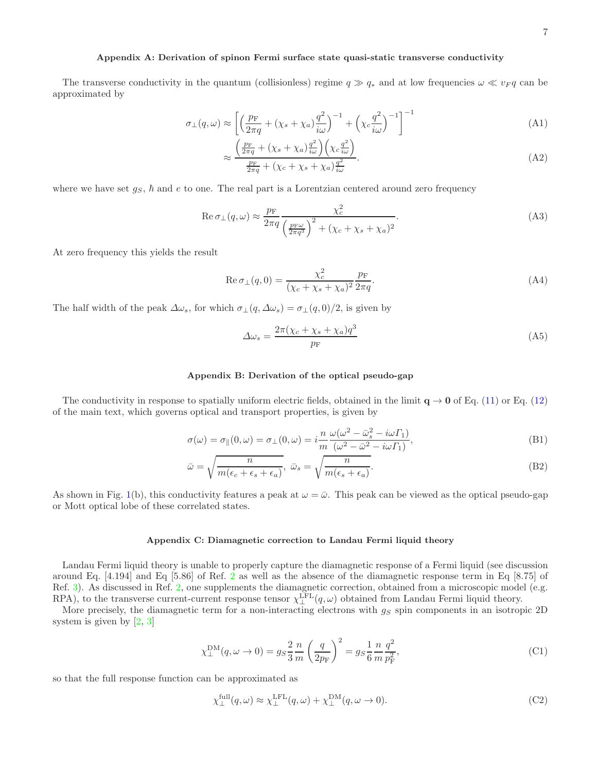### Appendix A: Derivation of spinon Fermi surface state quasi-static transverse conductivity

The transverse conductivity in the quantum (collisionless) regime $q \gg q_*$ and at low frequencies $\omega \ll v_F q$ can be approximated by

$$\sigma_\perp(q,\omega) \approx \left[\left(\frac{p_{\mathrm{F}}}{2\pi q} + (\chi_s + \chi_a)\frac{q^2}{i\omega}\right)^{-1} + \left(\chi_c \frac{q^2}{i\omega}\right)^{-1}\right]^{-1} \tag{A1}$$

$$\approx \frac{\left(\frac{p_{\mathrm{F}}}{2\pi q} + (\chi_s + \chi_a)\frac{q^2}{i\omega}\right)\left(\chi_c \frac{q^2}{i\omega}\right)}{\frac{p_{\mathrm{F}}}{2\pi q} + (\chi_c + \chi_s + \chi_a)\frac{q^2}{i\omega}}. \tag{A2}$$

where we have set $g_S$, $\hbar$ and $e$ to one. The real part is a Lorentzian centered around zero frequency

$$\mathrm{Re}\,\sigma_\perp(q,\omega) \approx \frac{p_{\mathrm{F}}}{2\pi q} \frac{\chi_c^2}{\left(\frac{p_{\mathrm{F}}\omega}{2\pi q^3}\right)^2 + (\chi_c + \chi_s + \chi_a)^2}. \tag{A3}$$

At zero frequency this yields the result

$$\mathrm{Re}\,\sigma_\perp(q,0) = \frac{\chi_c^2}{(\chi_c + \chi_s + \chi_a)^2}\frac{p_{\mathrm{F}}}{2\pi q}. \tag{A4}$$

The half width of the peak $\varDelta\omega_s$, for which $\sigma_\perp(q,\varDelta\omega_s) = \sigma_\perp(q,0)/2$, is given by

$$\varDelta\omega_s = \frac{2\pi(\chi_c + \chi_s + \chi_a)q^3}{p_{\mathrm{F}}} \tag{A5}$$

### Appendix B: Derivation of the optical pseudo-gap

The conductivity in response to spatially uniform electric fields, obtained in the limit $\mathbf{q} \to \mathbf{0}$ of Eq. (11) or Eq. (12) of the main text, which governs optical and transport properties, is given by

$$\sigma(\omega) = \sigma_\parallel(0,\omega) = \sigma_\perp(0,\omega) = i\frac{n}{m}\frac{\omega(\omega^2 - \bar{\omega}_s^2 - i\omega\varGamma_1)}{(\omega^2 - \bar{\omega}^2 - i\omega\varGamma_1)}, \tag{B1}$$

$$\bar{\omega} = \sqrt{\frac{n}{m(\epsilon_c + \epsilon_s + \epsilon_a)}},\ \bar{\omega}_s = \sqrt{\frac{n}{m(\epsilon_s + \epsilon_a)}}. \tag{B2}$$

As shown in Fig. 1(b), this conductivity features a peak at $\omega = \bar{\omega}$. This peak can be viewed as the optical pseudo-gap or Mott optical lobe of these correlated states.

### Appendix C: Diamagnetic correction to Landau Fermi liquid theory

Landau Fermi liquid theory is unable to properly capture the diamagnetic response of a Fermi liquid (see discussion around Eq. [4.194] and Eq [5.86] of Ref. 2 as well as the absence of the diamagnetic response term in Eq [8.75] of Ref. 3). As discussed in Ref. 2, one supplements the diamagnetic correction, obtained from a microscopic model (e.g. RPA), to the transverse current-current response tensor $\chi_\perp^{\mathrm{LFL}}(q,\omega)$ obtained from Landau Fermi liquid theory.

More precisely, the diamagnetic term for a non-interacting electrons with $g_S$ spin components in an isotropic 2D system is given by [2, 3]

$$\chi_\perp^{\mathrm{DM}}(q,\omega \to 0) = g_S \frac{2}{3}\frac{n}{m}\left(\frac{q}{2p_{\mathrm{F}}}\right)^2 = g_S \frac{1}{6}\frac{n}{m}\frac{q^2}{p_{\mathrm{F}}^2}, \tag{C1}$$

so that the full response function can be approximated as

$$\chi_\perp^{\mathrm{full}}(q,\omega) \approx \chi_\perp^{\mathrm{LFL}}(q,\omega) + \chi_\perp^{\mathrm{DM}}(q,\omega \to 0). \tag{C2}$$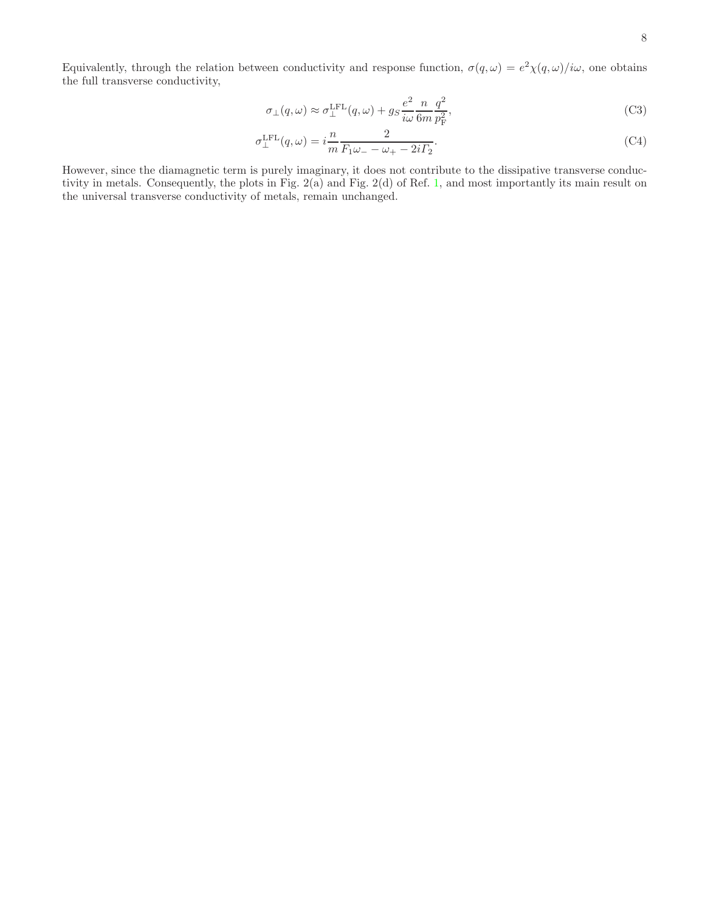Equivalently, through the relation between conductivity and response function, $\sigma(q,\omega) = e^2\chi(q,\omega)/i\omega$, one obtains the full transverse conductivity,

$$\sigma_\perp(q,\omega) \approx \sigma_\perp^{\rm LFL}(q,\omega) + g_S \frac{e^2}{i\omega}\frac{n}{6m}\frac{q^2}{p_{\rm F}^2}, \tag{C3}$$

$$\sigma_\perp^{\rm LFL}(q,\omega) = i\frac{n}{m}\frac{2}{F_1\omega_- - \omega_+ - 2i\Gamma_2}. \tag{C4}$$

However, since the diamagnetic term is purely imaginary, it does not contribute to the dissipative transverse conductivity in metals. Consequently, the plots in Fig. 2(a) and Fig. 2(d) of Ref. [1], and most importantly its main result on the universal transverse conductivity of metals, remain unchanged.